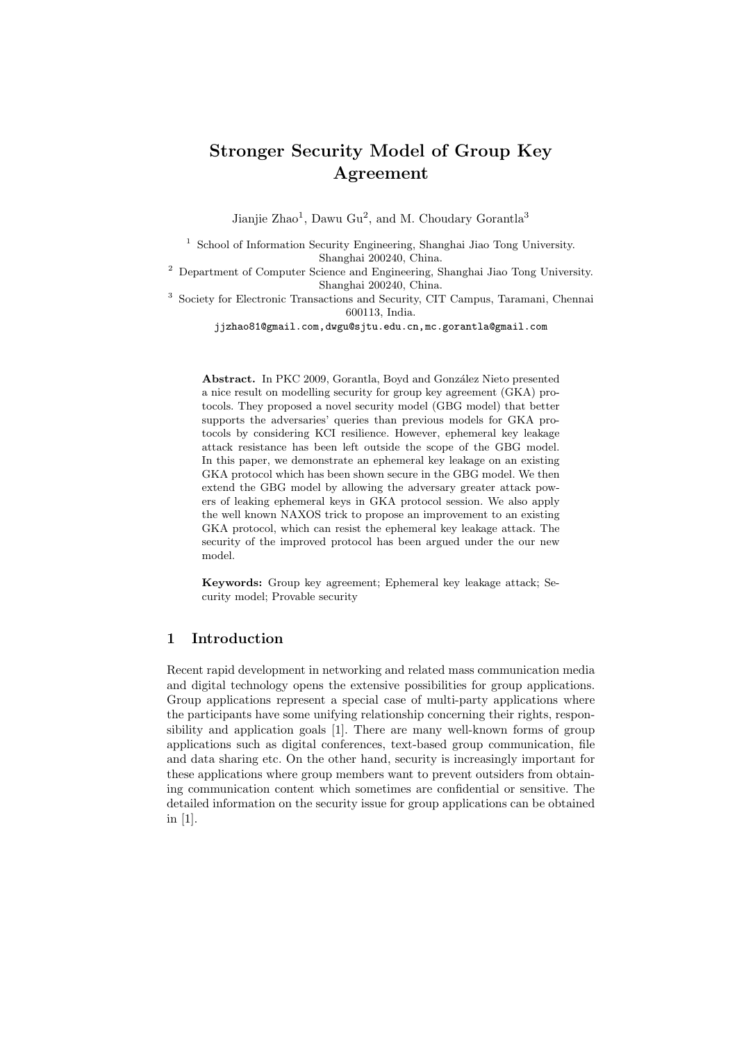# Stronger Security Model of Group Key Agreement

Jianjie Zhao[1], Dawu Gu[2], and M. Choudary Gorantla[3]

[1] School of Information Security Engineering, Shanghai Jiao Tong University. Shanghai 200240, China.

[2] Department of Computer Science and Engineering, Shanghai Jiao Tong University. Shanghai 200240, China.

[3] Society for Electronic Transactions and Security, CIT Campus, Taramani, Chennai 600113, India.

jjzhao81@gmail.com,dwgu@sjtu.edu.cn,mc.gorantla@gmail.com

**Abstract.** In PKC 2009, Gorantla, Boyd and González Nieto presented a nice result on modelling security for group key agreement (GKA) protocols. They proposed a novel security model (GBG model) that better supports the adversaries' queries than previous models for GKA protocols by considering KCI resilience. However, ephemeral key leakage attack resistance has been left outside the scope of the GBG model. In this paper, we demonstrate an ephemeral key leakage on an existing GKA protocol which has been shown secure in the GBG model. We then extend the GBG model by allowing the adversary greater attack powers of leaking ephemeral keys in GKA protocol session. We also apply the well known NAXOS trick to propose an improvement to an existing GKA protocol, which can resist the ephemeral key leakage attack. The security of the improved protocol has been argued under the our new model.

**Keywords:** Group key agreement; Ephemeral key leakage attack; Security model; Provable security

## 1 Introduction

Recent rapid development in networking and related mass communication media and digital technology opens the extensive possibilities for group applications. Group applications represent a special case of multi-party applications where the participants have some unifying relationship concerning their rights, responsibility and application goals [1]. There are many well-known forms of group applications such as digital conferences, text-based group communication, file and data sharing etc. On the other hand, security is increasingly important for these applications where group members want to prevent outsiders from obtaining communication content which sometimes are confidential or sensitive. The detailed information on the security issue for group applications can be obtained in [1].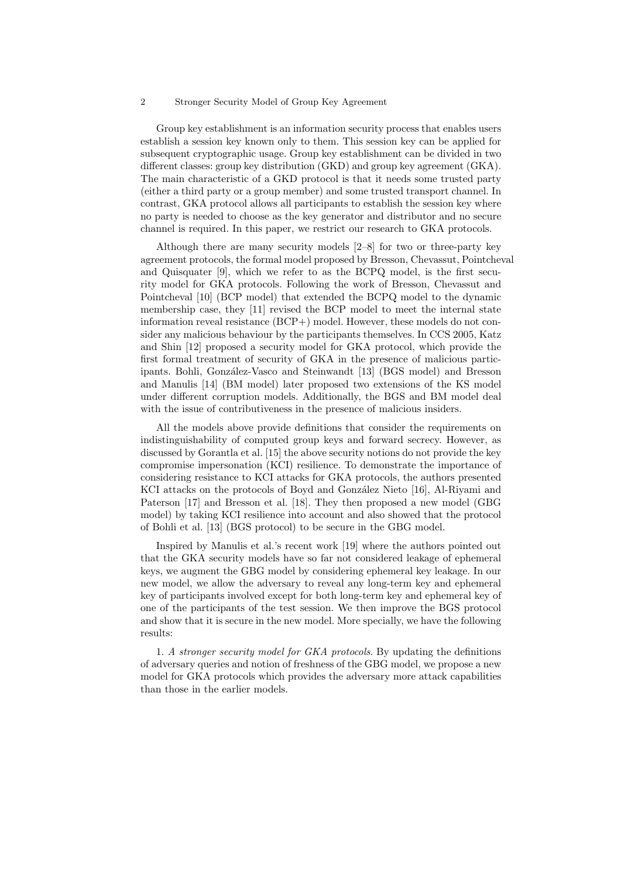Group key establishment is an information security process that enables users establish a session key known only to them. This session key can be applied for subsequent cryptographic usage. Group key establishment can be divided in two different classes: group key distribution (GKD) and group key agreement (GKA). The main characteristic of a GKD protocol is that it needs some trusted party (either a third party or a group member) and some trusted transport channel. In contrast, GKA protocol allows all participants to establish the session key where no party is needed to choose as the key generator and distributor and no secure channel is required. In this paper, we restrict our research to GKA protocols.

Although there are many security models [2–8] for two or three-party key agreement protocols, the formal model proposed by Bresson, Chevassut, Pointcheval and Quisquater [9], which we refer to as the BCPQ model, is the first security model for GKA protocols. Following the work of Bresson, Chevassut and Pointcheval [10] (BCP model) that extended the BCPQ model to the dynamic membership case, they [11] revised the BCP model to meet the internal state information reveal resistance (BCP+) model. However, these models do not consider any malicious behaviour by the participants themselves. In CCS 2005, Katz and Shin [12] proposed a security model for GKA protocol, which provide the first formal treatment of security of GKA in the presence of malicious participants. Bohli, González-Vasco and Steinwandt [13] (BGS model) and Bresson and Manulis [14] (BM model) later proposed two extensions of the KS model under different corruption models. Additionally, the BGS and BM model deal with the issue of contributiveness in the presence of malicious insiders.

All the models above provide definitions that consider the requirements on indistinguishability of computed group keys and forward secrecy. However, as discussed by Gorantla et al. [15] the above security notions do not provide the key compromise impersonation (KCI) resilience. To demonstrate the importance of considering resistance to KCI attacks for GKA protocols, the authors presented KCI attacks on the protocols of Boyd and González Nieto [16], Al-Riyami and Paterson [17] and Bresson et al. [18]. They then proposed a new model (GBG model) by taking KCI resilience into account and also showed that the protocol of Bohli et al. [13] (BGS protocol) to be secure in the GBG model.

Inspired by Manulis et al.'s recent work [19] where the authors pointed out that the GKA security models have so far not considered leakage of ephemeral keys, we augment the GBG model by considering ephemeral key leakage. In our new model, we allow the adversary to reveal any long-term key and ephemeral key of participants involved except for both long-term key and ephemeral key of one of the participants of the test session. We then improve the BGS protocol and show that it is secure in the new model. More specially, we have the following results:

1. *A stronger security model for GKA protocols*. By updating the definitions of adversary queries and notion of freshness of the GBG model, we propose a new model for GKA protocols which provides the adversary more attack capabilities than those in the earlier models.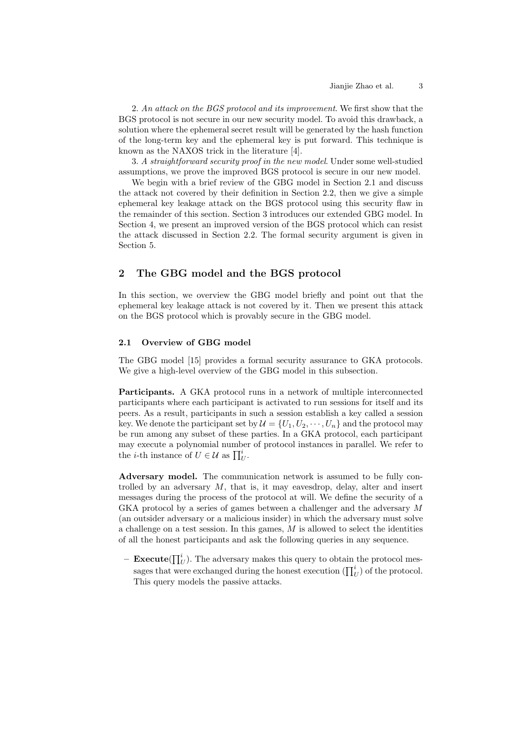2. *An attack on the BGS protocol and its improvement*. We first show that the BGS protocol is not secure in our new security model. To avoid this drawback, a solution where the ephemeral secret result will be generated by the hash function of the long-term key and the ephemeral key is put forward. This technique is known as the NAXOS trick in the literature [4].

3. *A straightforward security proof in the new model*. Under some well-studied assumptions, we prove the improved BGS protocol is secure in our new model.

We begin with a brief review of the GBG model in Section 2.1 and discuss the attack not covered by their definition in Section 2.2, then we give a simple ephemeral key leakage attack on the BGS protocol using this security flaw in the remainder of this section. Section 3 introduces our extended GBG model. In Section 4, we present an improved version of the BGS protocol which can resist the attack discussed in Section 2.2. The formal security argument is given in Section 5.

## 2 The GBG model and the BGS protocol

In this section, we overview the GBG model briefly and point out that the ephemeral key leakage attack is not covered by it. Then we present this attack on the BGS protocol which is provably secure in the GBG model.

### 2.1 Overview of GBG model

The GBG model [15] provides a formal security assurance to GKA protocols. We give a high-level overview of the GBG model in this subsection.

**Participants.** A GKA protocol runs in a network of multiple interconnected participants where each participant is activated to run sessions for itself and its peers. As a result, participants in such a session establish a key called a session key. We denote the participant set by $\mathcal{U} = \{U_1, U_2, \cdots, U_n\}$ and the protocol may be run among any subset of these parties. In a GKA protocol, each participant may execute a polynomial number of protocol instances in parallel. We refer to the $i$-th instance of $U \in \mathcal{U}$ as $\prod_U^i$.

**Adversary model.** The communication network is assumed to be fully controlled by an adversary $M$, that is, it may eavesdrop, delay, alter and insert messages during the process of the protocol at will. We define the security of a GKA protocol by a series of games between a challenger and the adversary $M$ (an outsider adversary or a malicious insider) in which the adversary must solve a challenge on a test session. In this games, $M$ is allowed to select the identities of all the honest participants and ask the following queries in any sequence.

- **Execute**($\prod_U^i$). The adversary makes this query to obtain the protocol messages that were exchanged during the honest execution ($\prod_U^i$) of the protocol. This query models the passive attacks.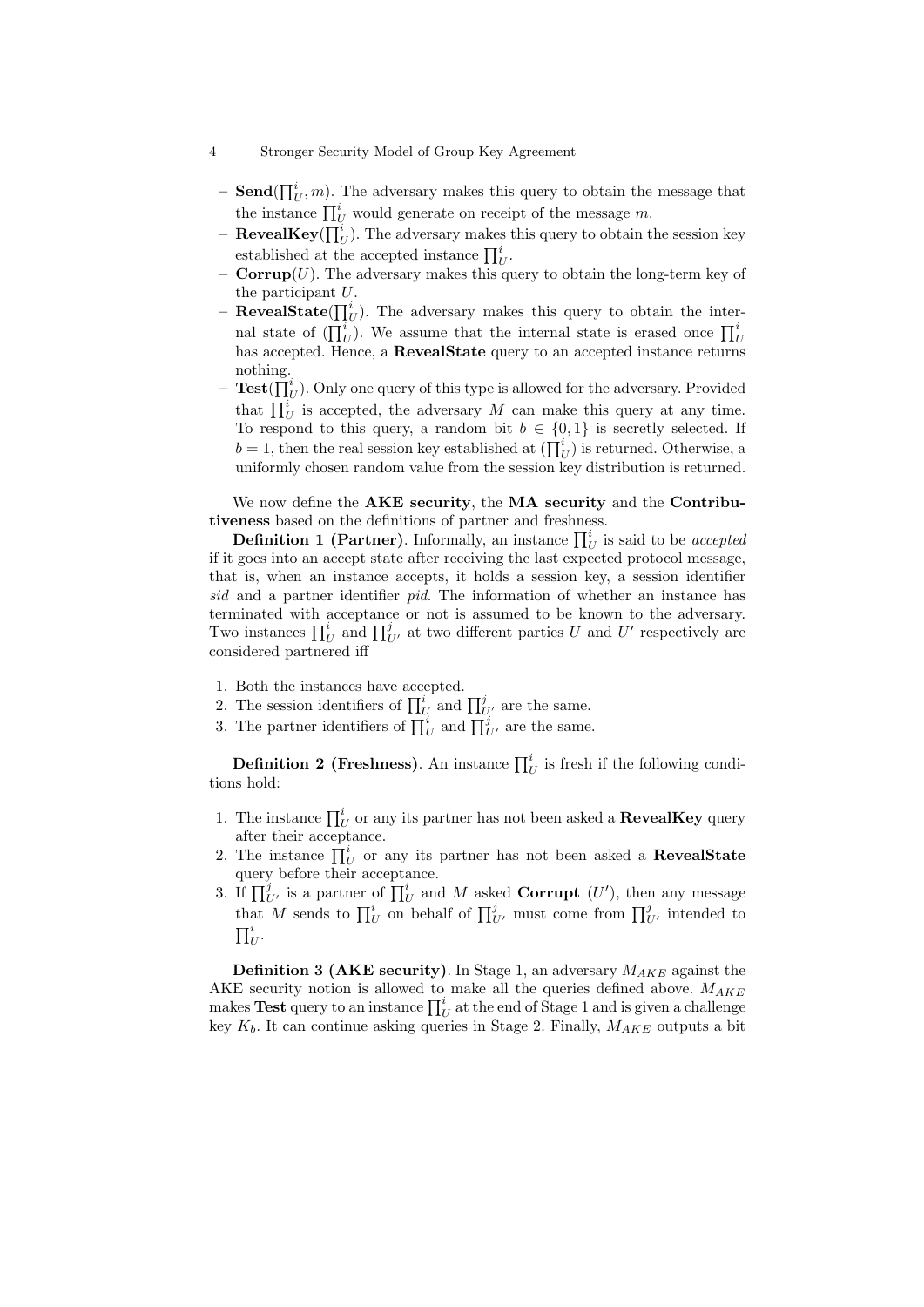- **Send**($\prod_U^i, m$). The adversary makes this query to obtain the message that the instance $\prod_U^i$ would generate on receipt of the message $m$.
- **RevealKey**($\prod_U^i$). The adversary makes this query to obtain the session key established at the accepted instance $\prod_U^i$.
- **Corrup**($U$). The adversary makes this query to obtain the long-term key of the participant $U$.
- **RevealState**($\prod_U^i$). The adversary makes this query to obtain the internal state of ($\prod_U^i$). We assume that the internal state is erased once $\prod_U^i$ has accepted. Hence, a **RevealState** query to an accepted instance returns nothing.
- **Test**($\prod_U^i$). Only one query of this type is allowed for the adversary. Provided that $\prod_U^i$ is accepted, the adversary $M$ can make this query at any time. To respond to this query, a random bit $b \in \{0, 1\}$ is secretly selected. If $b = 1$, then the real session key established at ($\prod_U^i$) is returned. Otherwise, a uniformly chosen random value from the session key distribution is returned.

We now define the **AKE security**, the **MA security** and the **Contributiveness** based on the definitions of partner and freshness.

**Definition 1 (Partner)**. Informally, an instance $\prod_U^i$ is said to be *accepted* if it goes into an accept state after receiving the last expected protocol message, that is, when an instance accepts, it holds a session key, a session identifier *sid* and a partner identifier *pid*. The information of whether an instance has terminated with acceptance or not is assumed to be known to the adversary. Two instances $\prod_U^i$ and $\prod_{U'}^j$ at two different parties $U$ and $U'$ respectively are considered partnered iff

1. Both the instances have accepted.
2. The session identifiers of $\prod_U^i$ and $\prod_{U'}^j$ are the same.
3. The partner identifiers of $\prod_U^i$ and $\prod_{U'}^j$ are the same.

**Definition 2 (Freshness)**. An instance $\prod_U^i$ is fresh if the following conditions hold:

1. The instance $\prod_U^i$ or any its partner has not been asked a **RevealKey** query after their acceptance.
2. The instance $\prod_U^i$ or any its partner has not been asked a **RevealState** query before their acceptance.
3. If $\prod_{U'}^j$ is a partner of $\prod_U^i$ and $M$ asked **Corrupt** ($U'$), then any message that $M$ sends to $\prod_U^i$ on behalf of $\prod_{U'}^j$ must come from $\prod_{U'}^j$ intended to $\prod_U^i$.

**Definition 3 (AKE security)**. In Stage 1, an adversary $M_{AKE}$ against the AKE security notion is allowed to make all the queries defined above. $M_{AKE}$ makes **Test** query to an instance $\prod_U^i$ at the end of Stage 1 and is given a challenge key $K_b$. It can continue asking queries in Stage 2. Finally, $M_{AKE}$ outputs a bit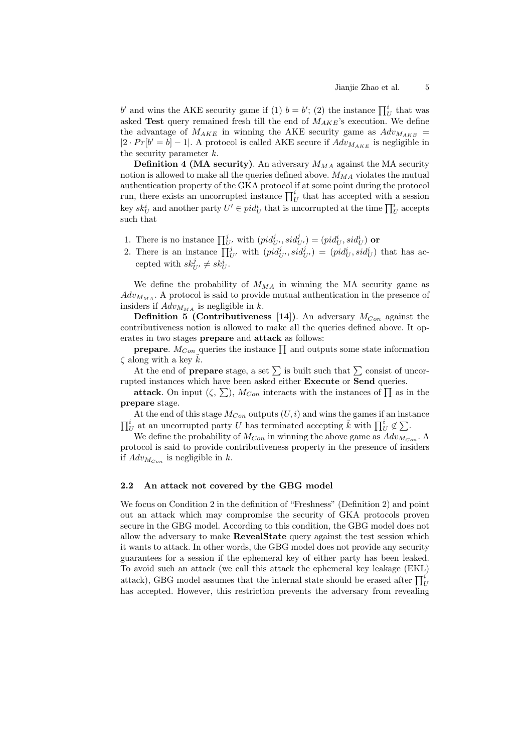$b'$ and wins the AKE security game if (1) $b = b'$; (2) the instance $\prod_U^i$ that was asked **Test** query remained fresh till the end of $M_{AKE}$'s execution. We define the advantage of $M_{AKE}$ in winning the AKE security game as $Adv_{M_{AKE}} = |2 \cdot Pr[b' = b] - 1|$. A protocol is called AKE secure if $Adv_{M_{AKE}}$ is negligible in the security parameter $k$.

**Definition 4 (MA security)**. An adversary $M_{MA}$ against the MA security notion is allowed to make all the queries defined above. $M_{MA}$ violates the mutual authentication property of the GKA protocol if at some point during the protocol run, there exists an uncorrupted instance $\prod_U^i$ that has accepted with a session key $sk_U^i$ and another party $U' \in pid_U^i$ that is uncorrupted at the time $\prod_U^i$ accepts such that

1. There is no instance $\prod_{U'}^j$ with $(pid_{U'}^j, sid_{U'}^j) = (pid_U^i, sid_U^i)$ **or**
2. There is an instance $\prod_{U'}^j$ with $(pid_{U'}^j, sid_{U'}^j) = (pid_U^i, sid_U^i)$ that has accepted with $sk_{U'}^j \neq sk_U^i$.

We define the probability of $M_{MA}$ in winning the MA security game as $Adv_{M_{MA}}$. A protocol is said to provide mutual authentication in the presence of insiders if $Adv_{M_{MA}}$ is negligible in $k$.

**Definition 5 (Contributiveness [14])**. An adversary $M_{Con}$ against the contributiveness notion is allowed to make all the queries defined above. It operates in two stages **prepare** and **attack** as follows:

**prepare**. $M_{Con}$ queries the instance $\prod$ and outputs some state information $\zeta$ along with a key $\tilde{k}$.

At the end of **prepare** stage, a set $\sum$ is built such that $\sum$ consist of uncorrupted instances which have been asked either **Execute** or **Send** queries.

**attack**. On input $(\zeta, \sum)$, $M_{Con}$ interacts with the instances of $\prod$ as in the **prepare** stage.

At the end of this stage $M_{Con}$ outputs $(U, i)$ and wins the games if an instance $\prod_U^i$ at an uncorrupted party $U$ has terminated accepting $\tilde{k}$ with $\prod_U^i \notin \sum$.

We define the probability of $M_{Con}$ in winning the above game as $Adv_{M_{Con}}$. A protocol is said to provide contributiveness property in the presence of insiders if $Adv_{M_{Con}}$ is negligible in $k$.

### 2.2 An attack not covered by the GBG model

We focus on Condition 2 in the definition of "Freshness" (Definition 2) and point out an attack which may compromise the security of GKA protocols proven secure in the GBG model. According to this condition, the GBG model does not allow the adversary to make **RevealState** query against the test session which it wants to attack. In other words, the GBG model does not provide any security guarantees for a session if the ephemeral key of either party has been leaked. To avoid such an attack (we call this attack the ephemeral key leakage (EKL) attack), GBG model assumes that the internal state should be erased after $\prod_U^i$ has accepted. However, this restriction prevents the adversary from revealing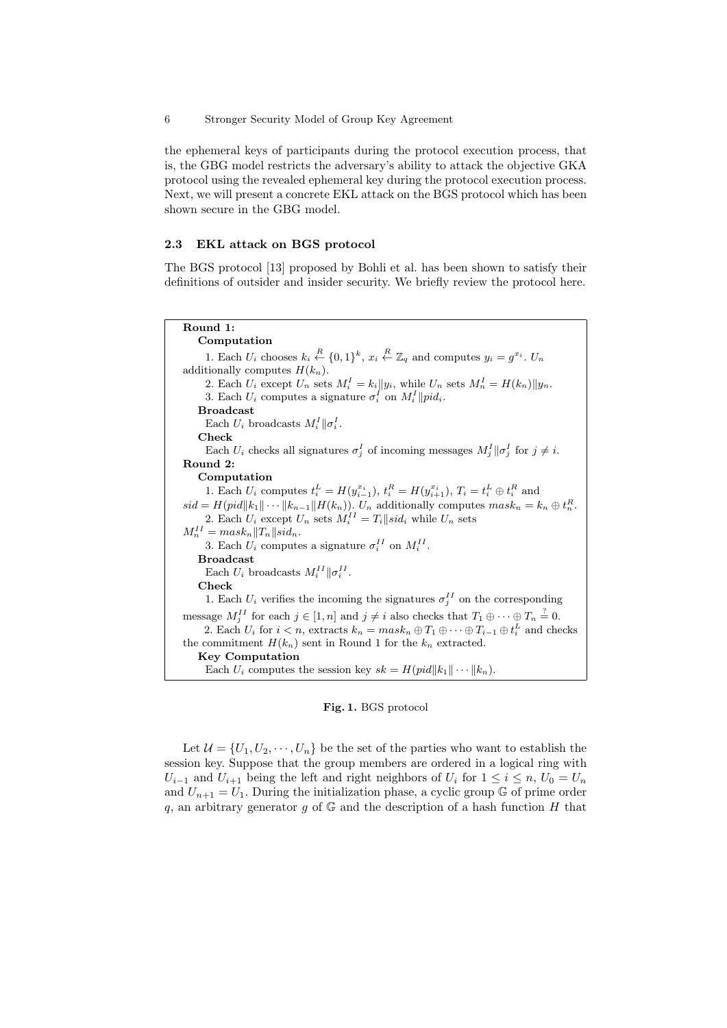the ephemeral keys of participants during the protocol execution process, that is, the GBG model restricts the adversary's ability to attack the objective GKA protocol using the revealed ephemeral key during the protocol execution process. Next, we will present a concrete EKL attack on the BGS protocol which has been shown secure in the GBG model.

### 2.3 EKL attack on BGS protocol

The BGS protocol [13] proposed by Bohli et al. has been shown to satisfy their definitions of outsider and insider security. We briefly review the protocol here.

**Round 1:**

**Computation**

1. Each $U_i$ chooses $k_i \xleftarrow{R} \{0,1\}^k$, $x_i \xleftarrow{R} \mathbb{Z}_q$ and computes $y_i = g^{x_i}$. $U_n$ additionally computes $H(k_n)$.
2. Each $U_i$ except $U_n$ sets $M_i^I = k_i \| y_i$, while $U_n$ sets $M_n^I = H(k_n) \| y_n$.
3. Each $U_i$ computes a signature $\sigma_i^I$ on $M_i^I \| pid_i$.

**Broadcast**

Each $U_i$ broadcasts $M_i^I \| \sigma_i^I$.

**Check**

Each $U_i$ checks all signatures $\sigma_j^I$ of incoming messages $M_j^I \| \sigma_j^I$ for $j \neq i$.

**Round 2:**

**Computation**

1. Each $U_i$ computes $t_i^L = H(y_{i-1}^{x_i})$, $t_i^R = H(y_{i+1}^{x_i})$, $T_i = t_i^L \oplus t_i^R$ and $sid = H(pid \| k_1 \| \cdots \| k_{n-1} \| H(k_n))$. $U_n$ additionally computes $mask_n = k_n \oplus t_n^R$.
2. Each $U_i$ except $U_n$ sets $M_i^{II} = T_i \| sid_i$ while $U_n$ sets $M_n^{II} = mask_n \| T_n \| sid_n$.
3. Each $U_i$ computes a signature $\sigma_i^{II}$ on $M_i^{II}$.

**Broadcast**

Each $U_i$ broadcasts $M_i^{II} \| \sigma_i^{II}$.

**Check**

1. Each $U_i$ verifies the incoming the signatures $\sigma_j^{II}$ on the corresponding message $M_j^{II}$ for each $j \in [1, n]$ and $j \neq i$ also checks that $T_1 \oplus \cdots \oplus T_n \stackrel{?}{=} 0$.
2. Each $U_i$ for $i < n$, extracts $k_n = mask_n \oplus T_1 \oplus \cdots \oplus T_{i-1} \oplus t_i^L$ and checks the commitment $H(k_n)$ sent in Round 1 for the $k_n$ extracted.

**Key Computation**

Each $U_i$ computes the session key $sk = H(pid \| k_1 \| \cdots \| k_n)$.

**Fig. 1.** BGS protocol

Let $\mathcal{U} = \{U_1, U_2, \cdots, U_n\}$ be the set of the parties who want to establish the session key. Suppose that the group members are ordered in a logical ring with $U_{i-1}$ and $U_{i+1}$ being the left and right neighbors of $U_i$ for $1 \leq i \leq n$, $U_0 = U_n$ and $U_{n+1} = U_1$. During the initialization phase, a cyclic group $\mathbb{G}$ of prime order $q$, an arbitrary generator $g$ of $\mathbb{G}$ and the description of a hash function $H$ that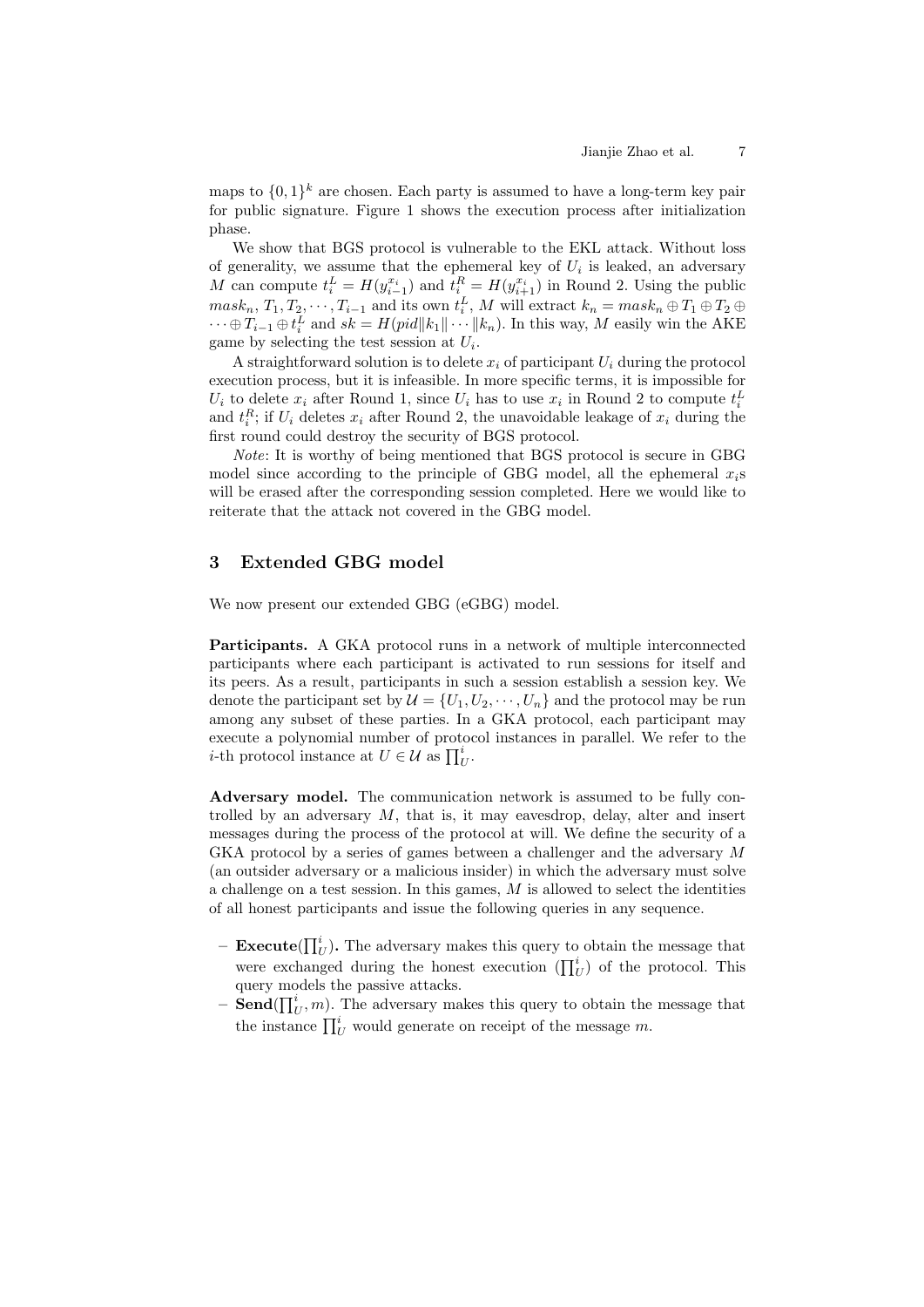maps to $\{0,1\}^k$ are chosen. Each party is assumed to have a long-term key pair for public signature. Figure 1 shows the execution process after initialization phase.

We show that BGS protocol is vulnerable to the EKL attack. Without loss of generality, we assume that the ephemeral key of $U_i$ is leaked, an adversary $M$ can compute $t_i^L = H(y_{i-1}^{x_i})$ and $t_i^R = H(y_{i+1}^{x_i})$ in Round 2. Using the public $mask_n, T_1, T_2, \cdots, T_{i-1}$ and its own $t_i^L$, $M$ will extract $k_n = mask_n \oplus T_1 \oplus T_2 \oplus \cdots \oplus T_{i-1} \oplus t_i^L$ and $sk = H(pid \| k_1 \| \cdots \| k_n)$. In this way, $M$ easily win the AKE game by selecting the test session at $U_i$.

A straightforward solution is to delete $x_i$ of participant $U_i$ during the protocol execution process, but it is infeasible. In more specific terms, it is impossible for $U_i$ to delete $x_i$ after Round 1, since $U_i$ has to use $x_i$ in Round 2 to compute $t_i^L$ and $t_i^R$; if $U_i$ deletes $x_i$ after Round 2, the unavoidable leakage of $x_i$ during the first round could destroy the security of BGS protocol.

*Note*: It is worthy of being mentioned that BGS protocol is secure in GBG model since according to the principle of GBG model, all the ephemeral $x_i$s will be erased after the corresponding session completed. Here we would like to reiterate that the attack not covered in the GBG model.

## 3 Extended GBG model

We now present our extended GBG (eGBG) model.

**Participants.** A GKA protocol runs in a network of multiple interconnected participants where each participant is activated to run sessions for itself and its peers. As a result, participants in such a session establish a session key. We denote the participant set by $\mathcal{U} = \{U_1, U_2, \cdots, U_n\}$ and the protocol may be run among any subset of these parties. In a GKA protocol, each participant may execute a polynomial number of protocol instances in parallel. We refer to the $i$-th protocol instance at $U \in \mathcal{U}$ as $\prod_U^i$.

**Adversary model.** The communication network is assumed to be fully controlled by an adversary $M$, that is, it may eavesdrop, delay, alter and insert messages during the process of the protocol at will. We define the security of a GKA protocol by a series of games between a challenger and the adversary $M$ (an outsider adversary or a malicious insider) in which the adversary must solve a challenge on a test session. In this games, $M$ is allowed to select the identities of all honest participants and issue the following queries in any sequence.

- **Execute**($\prod_U^i$)**.** The adversary makes this query to obtain the message that were exchanged during the honest execution ($\prod_U^i$) of the protocol. This query models the passive attacks.
- **Send**($\prod_U^i, m$). The adversary makes this query to obtain the message that the instance $\prod_U^i$ would generate on receipt of the message $m$.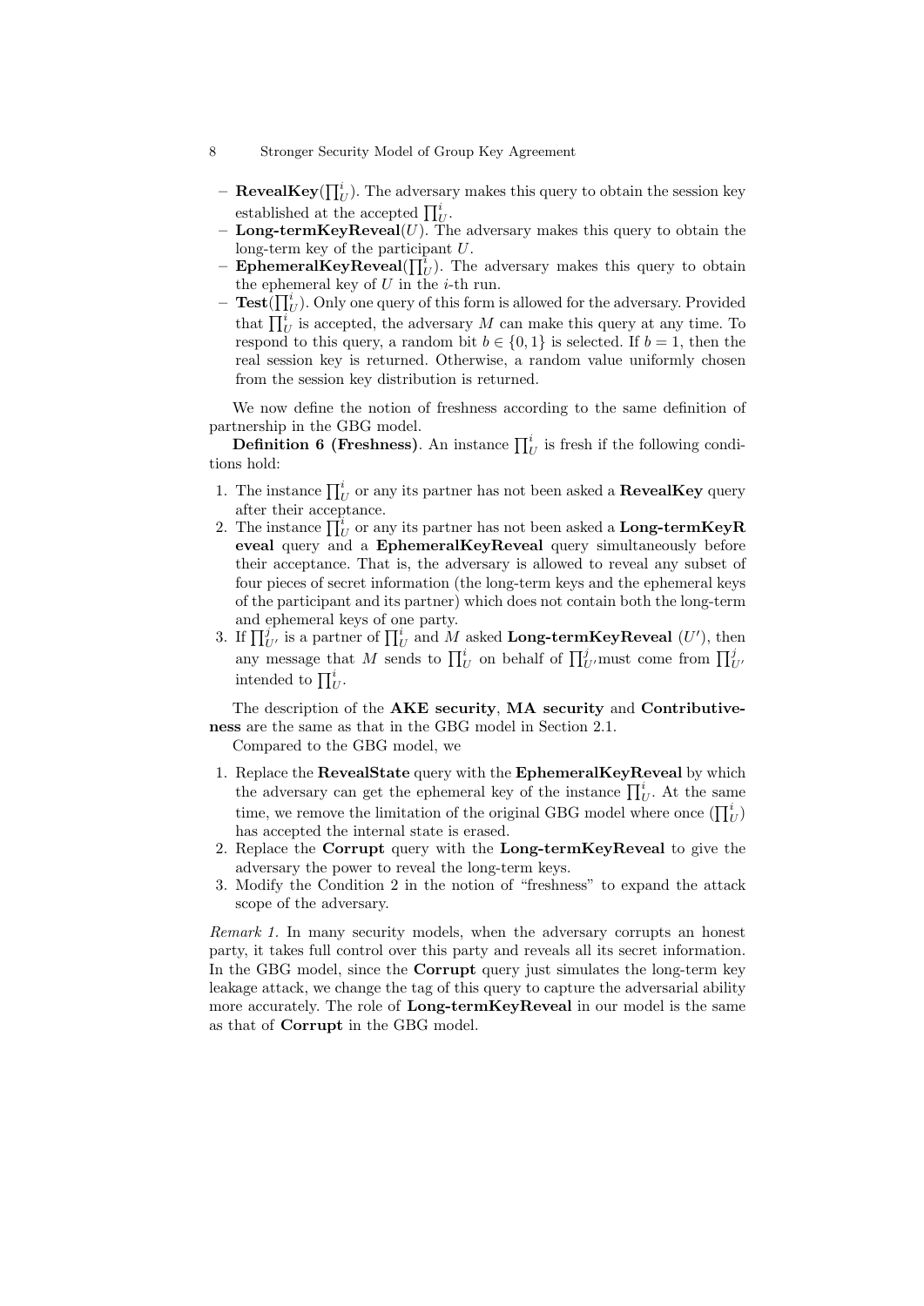- **RevealKey**($\prod_U^i$). The adversary makes this query to obtain the session key established at the accepted $\prod_U^i$.
- **Long-termKeyReveal**($U$). The adversary makes this query to obtain the long-term key of the participant $U$.
- **EphemeralKeyReveal**($\prod_U^i$). The adversary makes this query to obtain the ephemeral key of $U$ in the $i$-th run.
- **Test**($\prod_U^i$). Only one query of this form is allowed for the adversary. Provided that $\prod_U^i$ is accepted, the adversary $M$ can make this query at any time. To respond to this query, a random bit $b \in \{0, 1\}$ is selected. If $b = 1$, then the real session key is returned. Otherwise, a random value uniformly chosen from the session key distribution is returned.

We now define the notion of freshness according to the same definition of partnership in the GBG model.

**Definition 6 (Freshness)**. An instance $\prod_U^i$ is fresh if the following conditions hold:

1. The instance $\prod_U^i$ or any its partner has not been asked a **RevealKey** query after their acceptance.
2. The instance $\prod_U^i$ or any its partner has not been asked a **Long-termKeyReveal** query and a **EphemeralKeyReveal** query simultaneously before their acceptance. That is, the adversary is allowed to reveal any subset of four pieces of secret information (the long-term keys and the ephemeral keys of the participant and its partner) which does not contain both the long-term and ephemeral keys of one party.
3. If $\prod_{U'}^j$ is a partner of $\prod_U^i$ and $M$ asked **Long-termKeyReveal** ($U'$), then any message that $M$ sends to $\prod_U^i$ on behalf of $\prod_{U'}^j$ must come from $\prod_{U'}^j$ intended to $\prod_U^i$.

The description of the **AKE security**, **MA security** and **Contributiveness** are the same as that in the GBG model in Section 2.1.

Compared to the GBG model, we

1. Replace the **RevealState** query with the **EphemeralKeyReveal** by which the adversary can get the ephemeral key of the instance $\prod_U^i$. At the same time, we remove the limitation of the original GBG model where once ($\prod_U^i$) has accepted the internal state is erased.
2. Replace the **Corrupt** query with the **Long-termKeyReveal** to give the adversary the power to reveal the long-term keys.
3. Modify the Condition 2 in the notion of "freshness" to expand the attack scope of the adversary.

*Remark 1.* In many security models, when the adversary corrupts an honest party, it takes full control over this party and reveals all its secret information. In the GBG model, since the **Corrupt** query just simulates the long-term key leakage attack, we change the tag of this query to capture the adversarial ability more accurately. The role of **Long-termKeyReveal** in our model is the same as that of **Corrupt** in the GBG model.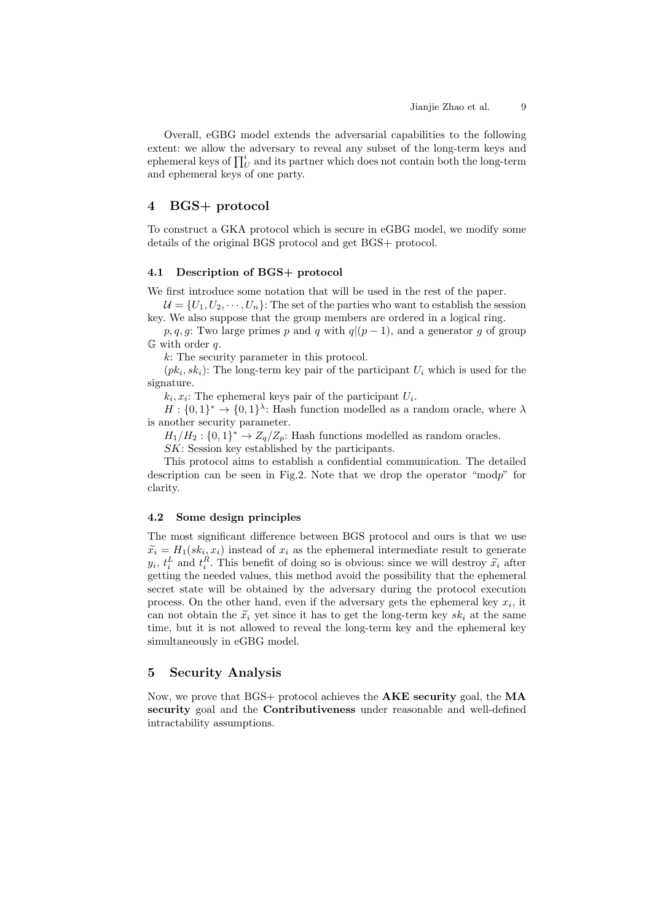Overall, eGBG model extends the adversarial capabilities to the following extent: we allow the adversary to reveal any subset of the long-term keys and ephemeral keys of $\prod_U^i$ and its partner which does not contain both the long-term and ephemeral keys of one party.

## 4 BGS+ protocol

To construct a GKA protocol which is secure in eGBG model, we modify some details of the original BGS protocol and get BGS+ protocol.

### 4.1 Description of BGS+ protocol

We first introduce some notation that will be used in the rest of the paper.

$\mathcal{U} = \{U_1, U_2, \cdots, U_n\}$: The set of the parties who want to establish the session key. We also suppose that the group members are ordered in a logical ring.

$p, q, g$: Two large primes $p$ and $q$ with $q|(p-1)$, and a generator $g$ of group $\mathbb{G}$ with order $q$.

$k$: The security parameter in this protocol.

$(pk_i, sk_i)$: The long-term key pair of the participant $U_i$ which is used for the signature.

$k_i, x_i$: The ephemeral keys pair of the participant $U_i$.

$H : \{0,1\}^* \to \{0,1\}^\lambda$: Hash function modelled as a random oracle, where $\lambda$ is another security parameter.

$H_1/H_2 : \{0,1\}^* \to Z_q/Z_p$: Hash functions modelled as random oracles.

$SK$: Session key established by the participants.

This protocol aims to establish a confidential communication. The detailed description can be seen in Fig.2. Note that we drop the operator "mod$p$" for clarity.

### 4.2 Some design principles

The most significant difference between BGS protocol and ours is that we use $\widetilde{x_i} = H_1(sk_i, x_i)$ instead of $x_i$ as the ephemeral intermediate result to generate $y_i$, $t_i^L$ and $t_i^R$. This benefit of doing so is obvious: since we will destroy $\widetilde{x_i}$ after getting the needed values, this method avoid the possibility that the ephemeral secret state will be obtained by the adversary during the protocol execution process. On the other hand, even if the adversary gets the ephemeral key $x_i$, it can not obtain the $\widetilde{x_i}$ yet since it has to get the long-term key $sk_i$ at the same time, but it is not allowed to reveal the long-term key and the ephemeral key simultaneously in eGBG model.

## 5 Security Analysis

Now, we prove that BGS+ protocol achieves the **AKE security** goal, the **MA security** goal and the **Contributiveness** under reasonable and well-defined intractability assumptions.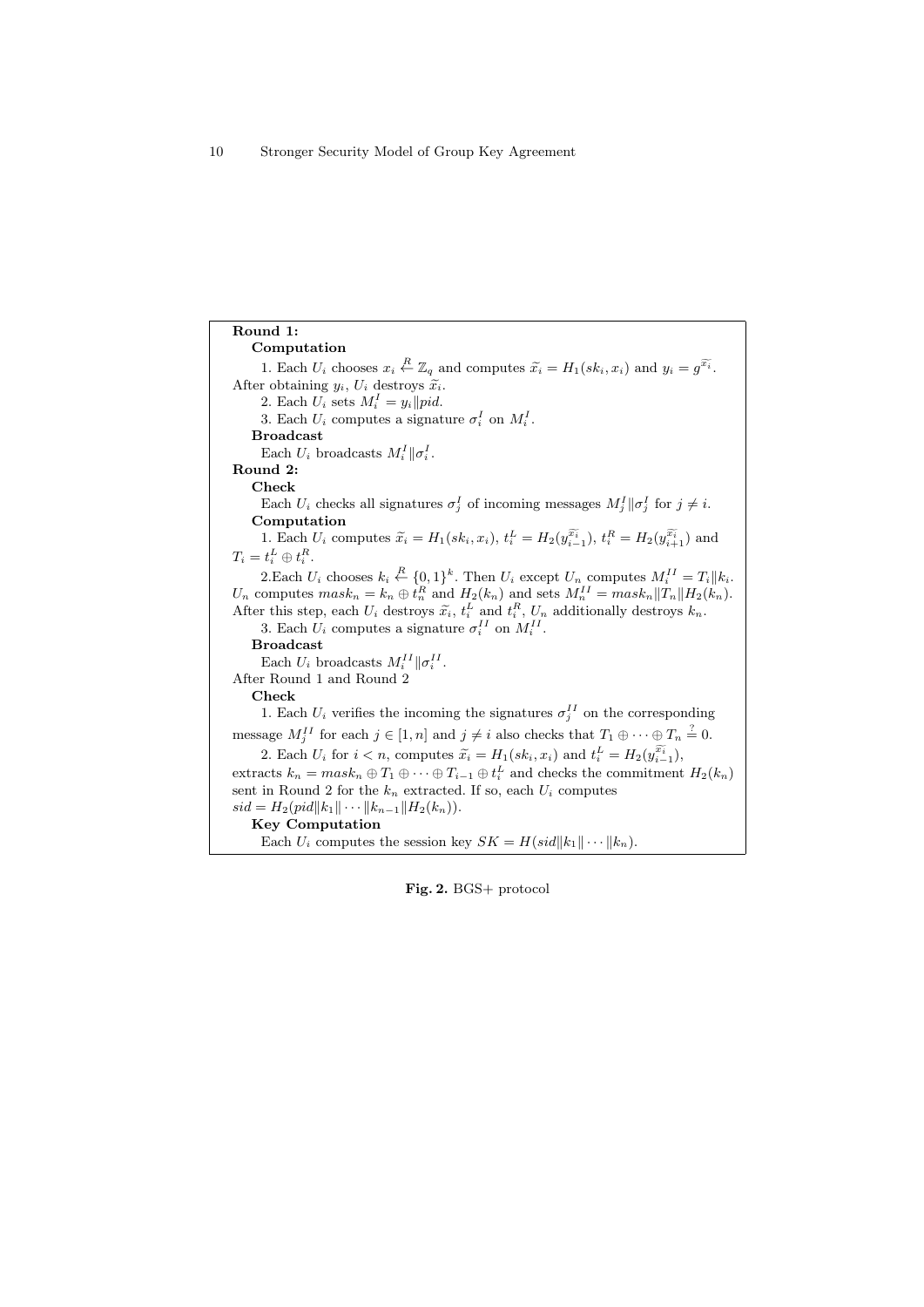**Round 1:**

**Computation**

1. Each $U_i$ chooses $x_i \xleftarrow{R} \mathbb{Z}_q$ and computes $\widetilde{x_i} = H_1(sk_i, x_i)$ and $y_i = g^{\widetilde{x_i}}$. After obtaining $y_i$, $U_i$ destroys $\widetilde{x_i}$.

2. Each $U_i$ sets $M_i^I = y_i \| pid$.

3. Each $U_i$ computes a signature $\sigma_i^I$ on $M_i^I$.

**Broadcast**

Each $U_i$ broadcasts $M_i^I \| \sigma_i^I$.

**Round 2:**

**Check**

Each $U_i$ checks all signatures $\sigma_j^I$ of incoming messages $M_j^I \| \sigma_j^I$ for $j \neq i$.

**Computation**

1. Each $U_i$ computes $\widetilde{x_i} = H_1(sk_i, x_i)$, $t_i^L = H_2(y_{i-1}^{\widetilde{x_i}})$, $t_i^R = H_2(y_{i+1}^{\widetilde{x_i}})$ and $T_i = t_i^L \oplus t_i^R$.

2.Each $U_i$ chooses $k_i \xleftarrow{R} \{0,1\}^k$. Then $U_i$ except $U_n$ computes $M_i^{II} = T_i \| k_i$. $U_n$ computes $mask_n = k_n \oplus t_n^R$ and $H_2(k_n)$ and sets $M_n^{II} = mask_n \| T_n \| H_2(k_n)$. After this step, each $U_i$ destroys $\widetilde{x_i}$, $t_i^L$ and $t_i^R$, $U_n$ additionally destroys $k_n$.

3. Each $U_i$ computes a signature $\sigma_i^{II}$ on $M_i^{II}$.

**Broadcast**

Each $U_i$ broadcasts $M_i^{II} \| \sigma_i^{II}$.

After Round 1 and Round 2

**Check**

1. Each $U_i$ verifies the incoming the signatures $\sigma_j^{II}$ on the corresponding message $M_j^{II}$ for each $j \in [1, n]$ and $j \neq i$ also checks that $T_1 \oplus \cdots \oplus T_n \stackrel{?}{=} 0$.

2. Each $U_i$ for $i < n$, computes $\widetilde{x_i} = H_1(sk_i, x_i)$ and $t_i^L = H_2(y_{i-1}^{\widetilde{x_i}})$, extracts $k_n = mask_n \oplus T_1 \oplus \cdots \oplus T_{i-1} \oplus t_i^L$ and checks the commitment $H_2(k_n)$ sent in Round 2 for the $k_n$ extracted. If so, each $U_i$ computes $sid = H_2(pid \| k_1 \| \cdots \| k_{n-1} \| H_2(k_n))$.

**Key Computation**

Each $U_i$ computes the session key $SK = H(sid \| k_1 \| \cdots \| k_n)$.

**Fig. 2.** BGS+ protocol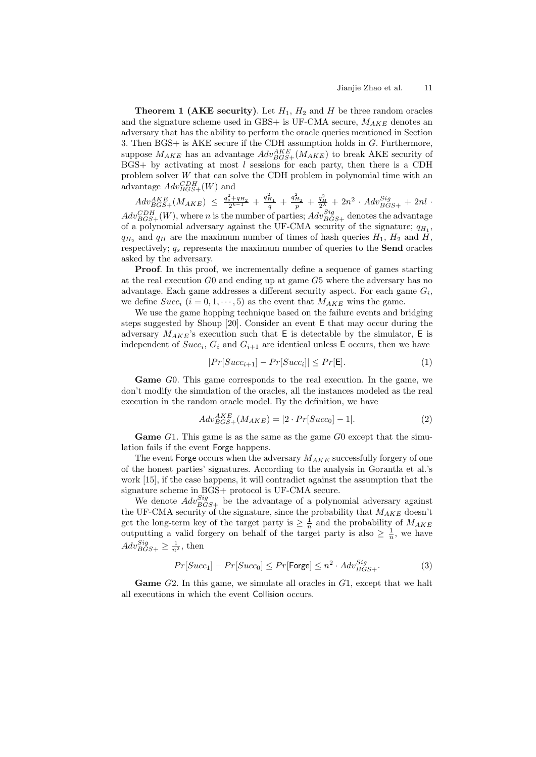**Theorem 1 (AKE security)**. Let $H_1$, $H_2$ and $H$ be three random oracles and the signature scheme used in GBS+ is UF-CMA secure, $M_{AKE}$ denotes an adversary that has the ability to perform the oracle queries mentioned in Section 3. Then BGS+ is AKE secure if the CDH assumption holds in $G$. Furthermore, suppose $M_{AKE}$ has an advantage $Adv^{AKE}_{BGS+}(M_{AKE})$ to break AKE security of BGS+ by activating at most $l$ sessions for each party, then there is a CDH problem solver $W$ that can solve the CDH problem in polynomial time with an advantage $Adv^{CDH}_{BGS+}(W)$ and

$Adv^{AKE}_{BGS+}(M_{AKE}) \leq \frac{q_s^2+q_{H_2}}{2^{k-1}} + \frac{q_{H_1}^2}{q} + \frac{q_{H_2}^2}{p} + \frac{q_H^2}{2^\lambda} + 2n^2 \cdot Adv^{Sig}_{BGS+} + 2nl \cdot Adv^{CDH}_{BGS+}(W)$, where $n$ is the number of parties; $Adv^{Sig}_{BGS+}$ denotes the advantage of a polynomial adversary against the UF-CMA security of the signature; $q_{H_1}$, $q_{H_2}$ and $q_H$ are the maximum number of times of hash queries $H_1$, $H_2$ and $H$, respectively; $q_s$ represents the maximum number of queries to the **Send** oracles asked by the adversary.

**Proof**. In this proof, we incrementally define a sequence of games starting at the real execution $G0$ and ending up at game $G5$ where the adversary has no advantage. Each game addresses a different security aspect. For each game $G_i$, we define $Succ_i$ $(i = 0, 1, \cdots, 5)$ as the event that $M_{AKE}$ wins the game.

We use the game hopping technique based on the failure events and bridging steps suggested by Shoup [20]. Consider an event $\mathsf{E}$ that may occur during the adversary $M_{AKE}$'s execution such that $\mathsf{E}$ is detectable by the simulator, $\mathsf{E}$ is independent of $Succ_i$, $G_i$ and $G_{i+1}$ are identical unless $\mathsf{E}$ occurs, then we have

$$|Pr[Succ_{i+1}] - Pr[Succ_i]| \leq Pr[\mathsf{E}]. \tag{1}$$

**Game** $G0$. This game corresponds to the real execution. In the game, we don't modify the simulation of the oracles, all the instances modeled as the real execution in the random oracle model. By the definition, we have

$$Adv^{AKE}_{BGS+}(M_{AKE}) = |2 \cdot Pr[Succ_0] - 1|. \tag{2}$$

**Game** $G1$. This game is as the same as the game $G0$ except that the simulation fails if the event $\mathsf{Forge}$ happens.

The event $\mathsf{Forge}$ occurs when the adversary $M_{AKE}$ successfully forgery of one of the honest parties' signatures. According to the analysis in Gorantla et al.'s work [15], if the case happens, it will contradict against the assumption that the signature scheme in BGS+ protocol is UF-CMA secure.

We denote $Adv^{Sig}_{BGS+}$ be the advantage of a polynomial adversary against the UF-CMA security of the signature, since the probability that $M_{AKE}$ doesn't get the long-term key of the target party is $\geq \frac{1}{n}$ and the probability of $M_{AKE}$ outputting a valid forgery on behalf of the target party is also $\geq \frac{1}{n}$, we have $Adv^{Sig}_{BGS+} \geq \frac{1}{n^2}$, then

$$Pr[Succ_1] - Pr[Succ_0] \leq Pr[\mathsf{Forge}] \leq n^2 \cdot Adv^{Sig}_{BGS+}. \tag{3}$$

**Game** $G2$. In this game, we simulate all oracles in $G1$, except that we halt all executions in which the event $\mathsf{Collision}$ occurs.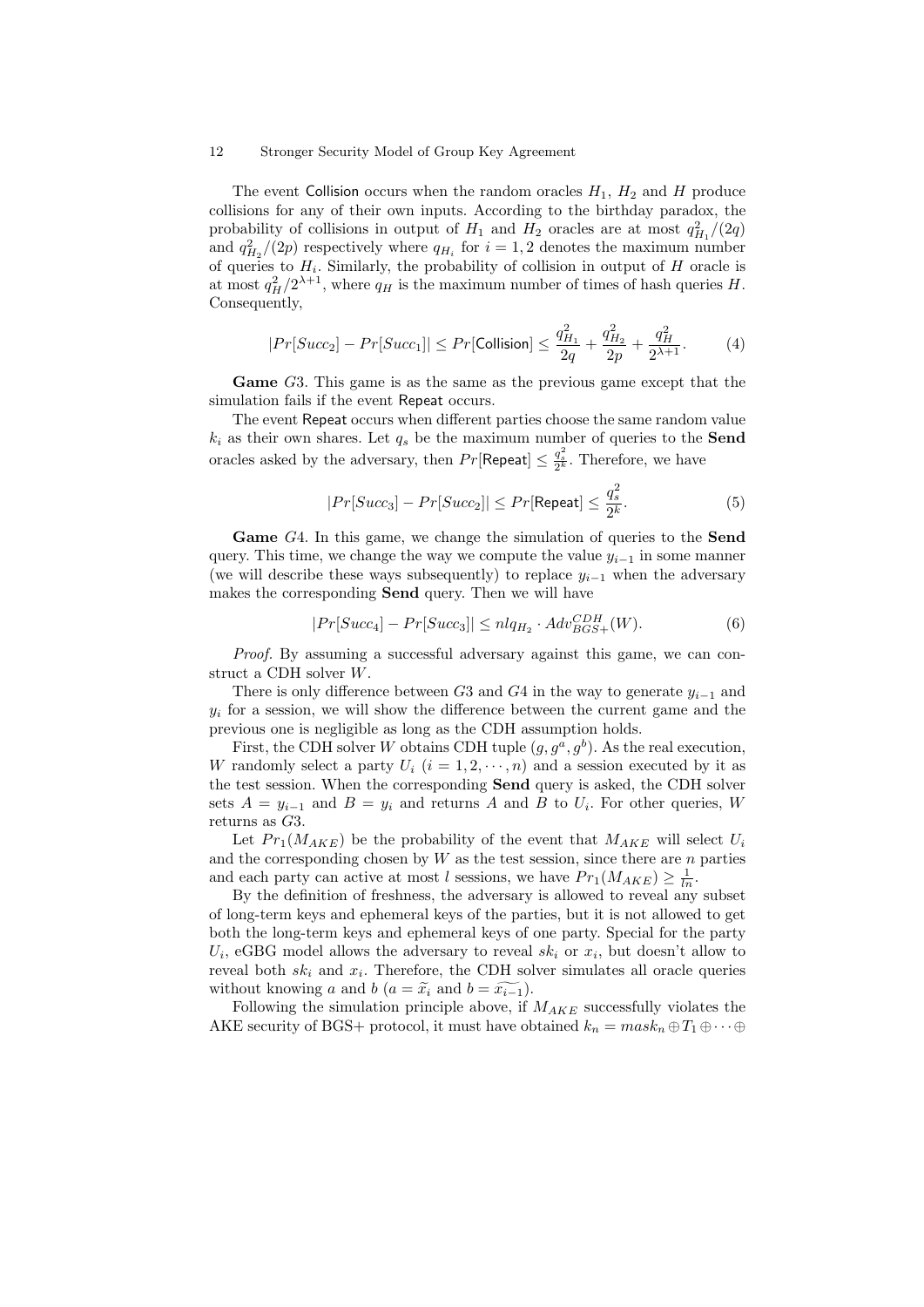The event Collision occurs when the random oracles $H_1$, $H_2$ and $H$ produce collisions for any of their own inputs. According to the birthday paradox, the probability of collisions in output of $H_1$ and $H_2$ oracles are at most $q_{H_1}^2/(2q)$ and $q_{H_2}^2/(2p)$ respectively where $q_{H_i}$ for $i = 1, 2$ denotes the maximum number of queries to $H_i$. Similarly, the probability of collision in output of $H$ oracle is at most $q_H^2/2^{\lambda+1}$, where $q_H$ is the maximum number of times of hash queries $H$. Consequently,

$$|Pr[Succ_2] - Pr[Succ_1]| \leq Pr[\text{Collision}] \leq \frac{q_{H_1}^2}{2q} + \frac{q_{H_2}^2}{2p} + \frac{q_H^2}{2^{\lambda+1}}. \tag{4}$$

**Game** $G3$. This game is as the same as the previous game except that the simulation fails if the event Repeat occurs.

The event Repeat occurs when different parties choose the same random value $k_i$ as their own shares. Let $q_s$ be the maximum number of queries to the **Send** oracles asked by the adversary, then $Pr[\text{Repeat}] \leq \frac{q_s^2}{2^k}$. Therefore, we have

$$|Pr[Succ_3] - Pr[Succ_2]| \leq Pr[\text{Repeat}] \leq \frac{q_s^2}{2^k}. \tag{5}$$

**Game** $G4$. In this game, we change the simulation of queries to the **Send** query. This time, we change the way we compute the value $y_{i-1}$ in some manner (we will describe these ways subsequently) to replace $y_{i-1}$ when the adversary makes the corresponding **Send** query. Then we will have

$$|Pr[Succ_4] - Pr[Succ_3]| \leq nlq_{H_2} \cdot Adv_{BGS+}^{CDH}(W). \tag{6}$$

*Proof.* By assuming a successful adversary against this game, we can construct a CDH solver $W$.

There is only difference between $G3$ and $G4$ in the way to generate $y_{i-1}$ and $y_i$ for a session, we will show the difference between the current game and the previous one is negligible as long as the CDH assumption holds.

First, the CDH solver $W$ obtains CDH tuple $(g, g^a, g^b)$. As the real execution, $W$ randomly select a party $U_i$ $(i = 1, 2, \cdots, n)$ and a session executed by it as the test session. When the corresponding **Send** query is asked, the CDH solver sets $A = y_{i-1}$ and $B = y_i$ and returns $A$ and $B$ to $U_i$. For other queries, $W$ returns as $G3$.

Let $Pr_1(M_{AKE})$ be the probability of the event that $M_{AKE}$ will select $U_i$ and the corresponding chosen by $W$ as the test session, since there are $n$ parties and each party can active at most $l$ sessions, we have $Pr_1(M_{AKE}) \geq \frac{1}{ln}$.

By the definition of freshness, the adversary is allowed to reveal any subset of long-term keys and ephemeral keys of the parties, but it is not allowed to get both the long-term keys and ephemeral keys of one party. Special for the party $U_i$, eGBG model allows the adversary to reveal $sk_i$ or $x_i$, but doesn't allow to reveal both $sk_i$ and $x_i$. Therefore, the CDH solver simulates all oracle queries without knowing $a$ and $b$ ($a = \widetilde{x_i}$ and $b = \widetilde{x_{i-1}}$).

Following the simulation principle above, if $M_{AKE}$ successfully violates the AKE security of BGS+ protocol, it must have obtained $k_n = mask_n \oplus T_1 \oplus \cdots \oplus$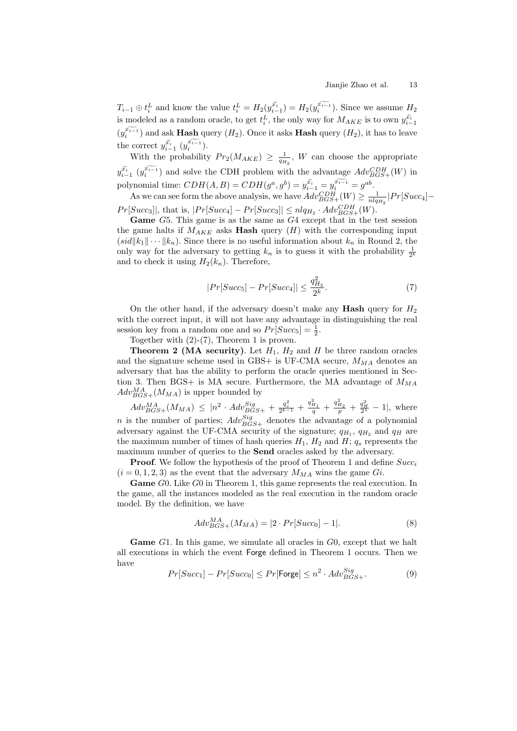$T_{i-1} \oplus t_i^L$ and know the value $t_i^L = H_2(y_{i-1}^{\widetilde{x_i}}) = H_2(y_i^{\widetilde{x_{i-1}}})$. Since we assume $H_2$ is modeled as a random oracle, to get $t_i^L$, the only way for $M_{AKE}$ is to own $y_{i-1}^{\widetilde{x_i}}$ ($y_i^{\widetilde{x_{i-1}}}$) and ask **Hash** query ($H_2$). Once it asks **Hash** query ($H_2$), it has to leave the correct $y_{i-1}^{\widetilde{x_i}}$ ($y_i^{\widetilde{x_{i-1}}}$).

With the probability $Pr_2(M_{AKE}) \geq \frac{1}{q_{H_2}}$, $W$ can choose the appropriate $y_{i-1}^{\widetilde{x_i}}$ ($y_i^{\widetilde{x_{i-1}}}$) and solve the CDH problem with the advantage $Adv_{BGS+}^{CDH}(W)$ in polynomial time: $CDH(A,B) = CDH(g^a, g^b) = y_{i-1}^{\widetilde{x_i}} = y_i^{\widetilde{x_{i-1}}} = g^{ab}$.

As we can see form the above analysis, we have $Adv_{BGS+}^{CDH}(W) \geq \frac{1}{nlq_{H_2}}|Pr[Succ_4] - Pr[Succ_3]|$, that is, $|Pr[Succ_4] - Pr[Succ_3]| \leq nlq_{H_2} \cdot Adv_{BGS+}^{CDH}(W)$.

**Game** $G5$. This game is as the same as $G4$ except that in the test session the game halts if $M_{AKE}$ asks **Hash** query ($H$) with the corresponding input $(sid\|k_1\|\cdots\|k_n)$. Since there is no useful information about $k_n$ in Round 2, the only way for the adversary to getting $k_n$ is to guess it with the probability $\frac{1}{2^k}$ and to check it using $H_2(k_n)$. Therefore,

$$|Pr[Succ_5] - Pr[Succ_4]| \leq \frac{q_{H_2}^2}{2^k}. \tag{7}$$

On the other hand, if the adversary doesn't make any **Hash** query for $H_2$ with the correct input, it will not have any advantage in distinguishing the real session key from a random one and so $Pr[Succ_5] = \frac{1}{2}$.

Together with (2)-(7), Theorem 1 is proven.

**Theorem 2 (MA security)**. Let $H_1$, $H_2$ and $H$ be three random oracles and the signature scheme used in GBS+ is UF-CMA secure, $M_{MA}$ denotes an adversary that has the ability to perform the oracle queries mentioned in Section 3. Then BGS+ is MA secure. Furthermore, the MA advantage of $M_{MA}$ $Adv_{BGS+}^{MA}(M_{MA})$ is upper bounded by

$Adv_{BGS+}^{MA}(M_{MA}) \leq |n^2 \cdot Adv_{BGS+}^{Sig} + \frac{q_s^2}{2^{k-1}} + \frac{q_{H_1}^2}{q} + \frac{q_{H_2}^2}{p} + \frac{q_H^2}{2^\lambda} - 1|$, where $n$ is the number of parties; $Adv_{BGS+}^{Sig}$ denotes the advantage of a polynomial adversary against the UF-CMA security of the signature; $q_{H_1}$, $q_{H_2}$ and $q_H$ are the maximum number of times of hash queries $H_1$, $H_2$ and $H$; $q_s$ represents the maximum number of queries to the **Send** oracles asked by the adversary.

**Proof**. We follow the hypothesis of the proof of Theorem 1 and define $Succ_i$ $(i = 0, 1, 2, 3)$ as the event that the adversary $M_{MA}$ wins the game $Gi$.

**Game** $G0$. Like $G0$ in Theorem 1, this game represents the real execution. In the game, all the instances modeled as the real execution in the random oracle model. By the definition, we have

$$Adv_{BGS+}^{MA}(M_{MA}) = |2 \cdot Pr[Succ_0] - 1|. \tag{8}$$

**Game** $G1$. In this game, we simulate all oracles in $G0$, except that we halt all executions in which the event $\mathsf{Forge}$ defined in Theorem 1 occurs. Then we have

$$Pr[Succ_1] - Pr[Succ_0] \leq Pr[\mathsf{Forge}] \leq n^2 \cdot Adv_{BGS+}^{Sig}. \tag{9}$$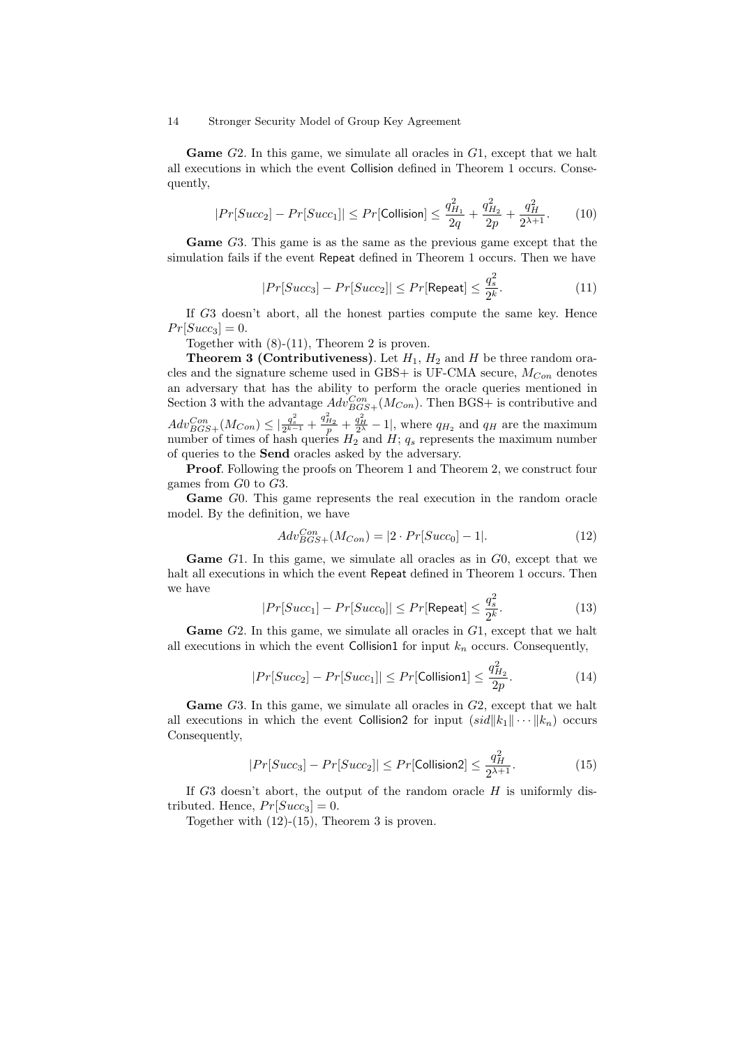**Game** $G2$. In this game, we simulate all oracles in $G1$, except that we halt all executions in which the event Collision defined in Theorem 1 occurs. Consequently,

$$|Pr[Succ_2] - Pr[Succ_1]| \leq Pr[\mathsf{Collision}] \leq \frac{q_{H_1}^2}{2q} + \frac{q_{H_2}^2}{2p} + \frac{q_H^2}{2^{\lambda+1}}. \tag{10}$$

**Game** $G3$. This game is as the same as the previous game except that the simulation fails if the event Repeat defined in Theorem 1 occurs. Then we have

$$|Pr[Succ_3] - Pr[Succ_2]| \leq Pr[\mathsf{Repeat}] \leq \frac{q_s^2}{2^k}. \tag{11}$$

If $G3$ doesn't abort, all the honest parties compute the same key. Hence $Pr[Succ_3] = 0$.

Together with (8)-(11), Theorem 2 is proven.

**Theorem 3 (Contributiveness)**. Let $H_1$, $H_2$ and $H$ be three random oracles and the signature scheme used in GBS+ is UF-CMA secure, $M_{Con}$ denotes an adversary that has the ability to perform the oracle queries mentioned in Section 3 with the advantage $Adv_{BGS+}^{Con}(M_{Con})$. Then BGS+ is contributive and $Adv_{BGS+}^{Con}(M_{Con}) \leq |\frac{q_s^2}{2^{k-1}} + \frac{q_{H_2}^2}{p} + \frac{q_H^2}{2^\lambda} - 1|$, where $q_{H_2}$ and $q_H$ are the maximum number of times of hash queries $H_2$ and $H$; $q_s$ represents the maximum number of queries to the **Send** oracles asked by the adversary.

**Proof**. Following the proofs on Theorem 1 and Theorem 2, we construct four games from $G0$ to $G3$.

**Game** $G0$. This game represents the real execution in the random oracle model. By the definition, we have

$$Adv_{BGS+}^{Con}(M_{Con}) = |2 \cdot Pr[Succ_0] - 1|. \tag{12}$$

**Game** $G1$. In this game, we simulate all oracles as in $G0$, except that we halt all executions in which the event Repeat defined in Theorem 1 occurs. Then we have

$$|Pr[Succ_1] - Pr[Succ_0]| \leq Pr[\mathsf{Repeat}] \leq \frac{q_s^2}{2^k}. \tag{13}$$

**Game** $G2$. In this game, we simulate all oracles in $G1$, except that we halt all executions in which the event Collision1 for input $k_n$ occurs. Consequently,

$$|Pr[Succ_2] - Pr[Succ_1]| \leq Pr[\mathsf{Collision1}] \leq \frac{q_{H_2}^2}{2p}. \tag{14}$$

**Game** $G3$. In this game, we simulate all oracles in $G2$, except that we halt all executions in which the event Collision2 for input $(sid\|k_1\| \cdots \|k_n)$ occurs Consequently,

$$|Pr[Succ_3] - Pr[Succ_2]| \leq Pr[\mathsf{Collision2}] \leq \frac{q_H^2}{2^{\lambda+1}}. \tag{15}$$

If $G3$ doesn't abort, the output of the random oracle $H$ is uniformly distributed. Hence, $Pr[Succ_3] = 0$.

Together with (12)-(15), Theorem 3 is proven.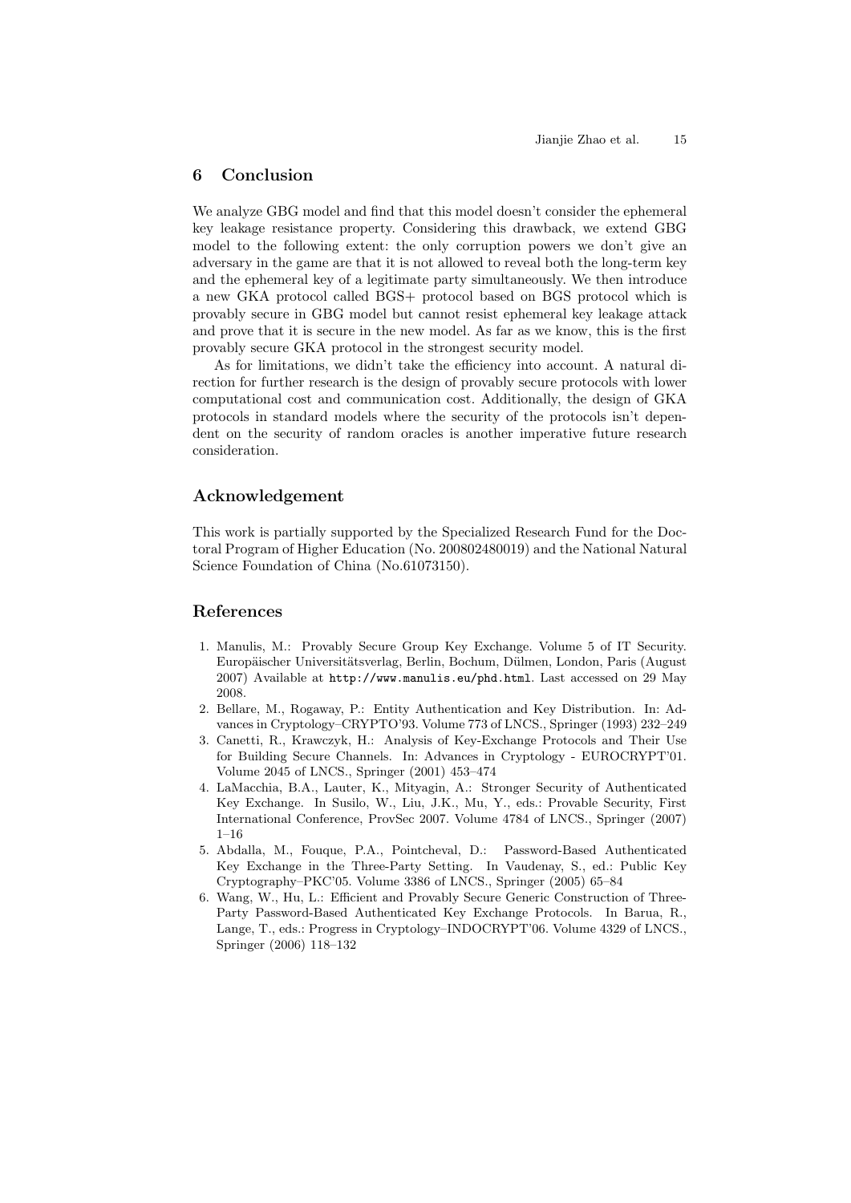## 6 Conclusion

We analyze GBG model and find that this model doesn't consider the ephemeral key leakage resistance property. Considering this drawback, we extend GBG model to the following extent: the only corruption powers we don't give an adversary in the game are that it is not allowed to reveal both the long-term key and the ephemeral key of a legitimate party simultaneously. We then introduce a new GKA protocol called BGS+ protocol based on BGS protocol which is provably secure in GBG model but cannot resist ephemeral key leakage attack and prove that it is secure in the new model. As far as we know, this is the first provably secure GKA protocol in the strongest security model.

As for limitations, we didn't take the efficiency into account. A natural direction for further research is the design of provably secure protocols with lower computational cost and communication cost. Additionally, the design of GKA protocols in standard models where the security of the protocols isn't dependent on the security of random oracles is another imperative future research consideration.

## Acknowledgement

This work is partially supported by the Specialized Research Fund for the Doctoral Program of Higher Education (No. 200802480019) and the National Natural Science Foundation of China (No.61073150).

## References

1. Manulis, M.: Provably Secure Group Key Exchange. Volume 5 of IT Security. Europäischer Universitätsverlag, Berlin, Bochum, Dülmen, London, Paris (August 2007) Available at http://www.manulis.eu/phd.html. Last accessed on 29 May 2008.
2. Bellare, M., Rogaway, P.: Entity Authentication and Key Distribution. In: Advances in Cryptology–CRYPTO'93. Volume 773 of LNCS., Springer (1993) 232–249
3. Canetti, R., Krawczyk, H.: Analysis of Key-Exchange Protocols and Their Use for Building Secure Channels. In: Advances in Cryptology - EUROCRYPT'01. Volume 2045 of LNCS., Springer (2001) 453–474
4. LaMacchia, B.A., Lauter, K., Mityagin, A.: Stronger Security of Authenticated Key Exchange. In Susilo, W., Liu, J.K., Mu, Y., eds.: Provable Security, First International Conference, ProvSec 2007. Volume 4784 of LNCS., Springer (2007) 1–16
5. Abdalla, M., Fouque, P.A., Pointcheval, D.: Password-Based Authenticated Key Exchange in the Three-Party Setting. In Vaudenay, S., ed.: Public Key Cryptography–PKC'05. Volume 3386 of LNCS., Springer (2005) 65–84
6. Wang, W., Hu, L.: Efficient and Provably Secure Generic Construction of Three-Party Password-Based Authenticated Key Exchange Protocols. In Barua, R., Lange, T., eds.: Progress in Cryptology–INDOCRYPT'06. Volume 4329 of LNCS., Springer (2006) 118–132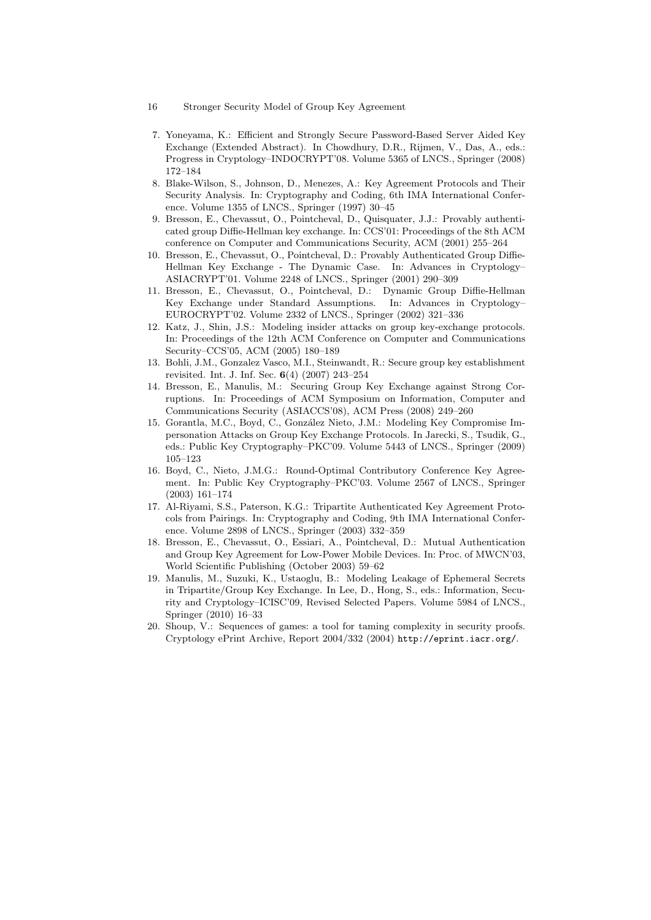7. Yoneyama, K.: Efficient and Strongly Secure Password-Based Server Aided Key Exchange (Extended Abstract). In Chowdhury, D.R., Rijmen, V., Das, A., eds.: Progress in Cryptology–INDOCRYPT'08. Volume 5365 of LNCS., Springer (2008) 172–184
8. Blake-Wilson, S., Johnson, D., Menezes, A.: Key Agreement Protocols and Their Security Analysis. In: Cryptography and Coding, 6th IMA International Conference. Volume 1355 of LNCS., Springer (1997) 30–45
9. Bresson, E., Chevassut, O., Pointcheval, D., Quisquater, J.J.: Provably authenticated group Diffie-Hellman key exchange. In: CCS'01: Proceedings of the 8th ACM conference on Computer and Communications Security, ACM (2001) 255–264
10. Bresson, E., Chevassut, O., Pointcheval, D.: Provably Authenticated Group Diffie-Hellman Key Exchange - The Dynamic Case. In: Advances in Cryptology–ASIACRYPT'01. Volume 2248 of LNCS., Springer (2001) 290–309
11. Bresson, E., Chevassut, O., Pointcheval, D.: Dynamic Group Diffie-Hellman Key Exchange under Standard Assumptions. In: Advances in Cryptology–EUROCRYPT'02. Volume 2332 of LNCS., Springer (2002) 321–336
12. Katz, J., Shin, J.S.: Modeling insider attacks on group key-exchange protocols. In: Proceedings of the 12th ACM Conference on Computer and Communications Security–CCS'05, ACM (2005) 180–189
13. Bohli, J.M., Gonzalez Vasco, M.I., Steinwandt, R.: Secure group key establishment revisited. Int. J. Inf. Sec. **6**(4) (2007) 243–254
14. Bresson, E., Manulis, M.: Securing Group Key Exchange against Strong Corruptions. In: Proceedings of ACM Symposium on Information, Computer and Communications Security (ASIACCS'08), ACM Press (2008) 249–260
15. Gorantla, M.C., Boyd, C., González Nieto, J.M.: Modeling Key Compromise Impersonation Attacks on Group Key Exchange Protocols. In Jarecki, S., Tsudik, G., eds.: Public Key Cryptography–PKC'09. Volume 5443 of LNCS., Springer (2009) 105–123
16. Boyd, C., Nieto, J.M.G.: Round-Optimal Contributory Conference Key Agreement. In: Public Key Cryptography–PKC'03. Volume 2567 of LNCS., Springer (2003) 161–174
17. Al-Riyami, S.S., Paterson, K.G.: Tripartite Authenticated Key Agreement Protocols from Pairings. In: Cryptography and Coding, 9th IMA International Conference. Volume 2898 of LNCS., Springer (2003) 332–359
18. Bresson, E., Chevassut, O., Essiari, A., Pointcheval, D.: Mutual Authentication and Group Key Agreement for Low-Power Mobile Devices. In: Proc. of MWCN'03, World Scientific Publishing (October 2003) 59–62
19. Manulis, M., Suzuki, K., Ustaoglu, B.: Modeling Leakage of Ephemeral Secrets in Tripartite/Group Key Exchange. In Lee, D., Hong, S., eds.: Information, Security and Cryptology–ICISC'09, Revised Selected Papers. Volume 5984 of LNCS., Springer (2010) 16–33
20. Shoup, V.: Sequences of games: a tool for taming complexity in security proofs. Cryptology ePrint Archive, Report 2004/332 (2004) `http://eprint.iacr.org/`.